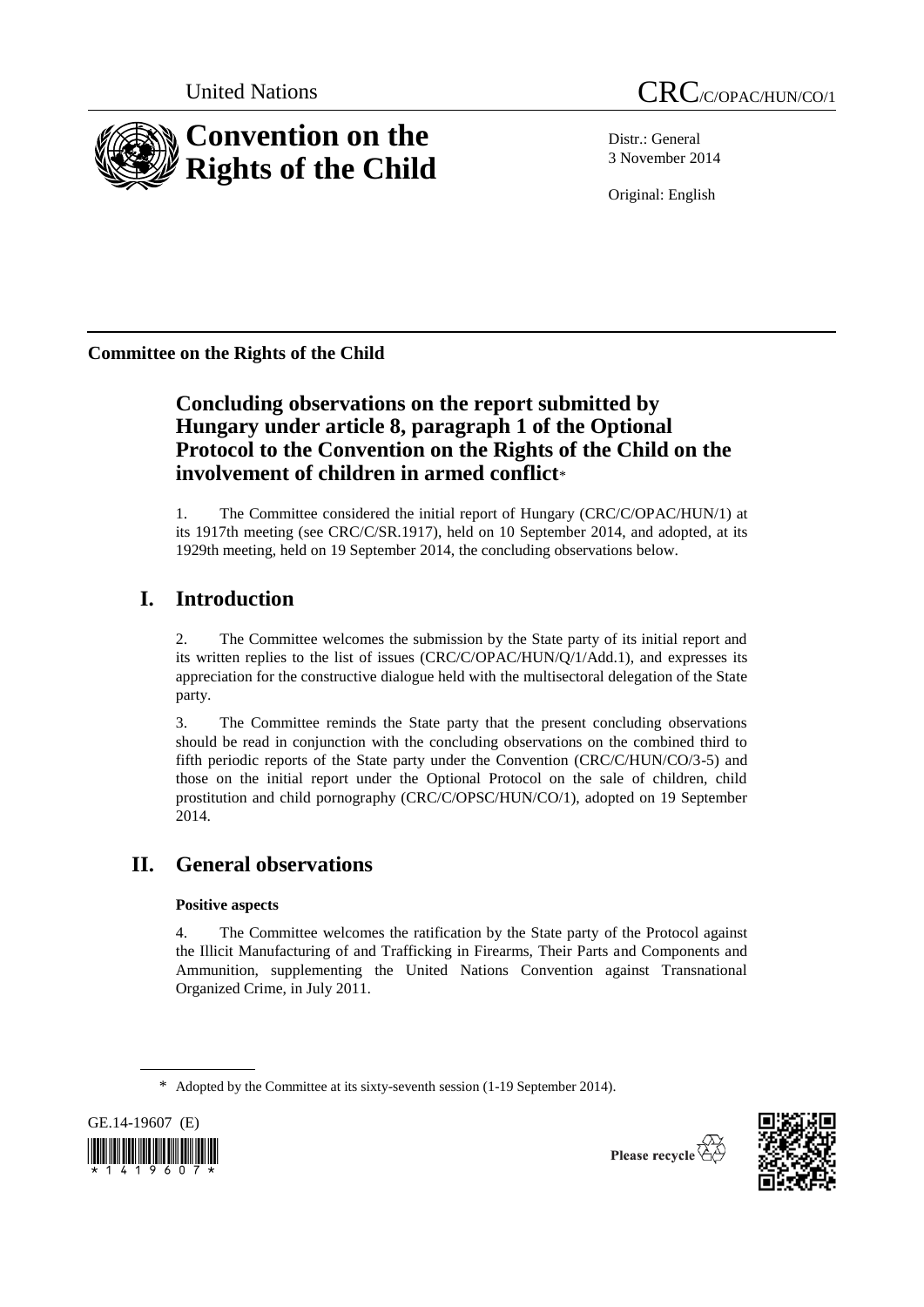United Nations CRC/C/OPAC/HUN/CO/1

# Convention on the Rights of the Child

Distr.: General
3 November 2014

Original: English

**Committee on the Rights of the Child**

## Concluding observations on the report submitted by Hungary under article 8, paragraph 1 of the Optional Protocol to the Convention on the Rights of the Child on the involvement of children in armed conflict*

1. The Committee considered the initial report of Hungary (CRC/C/OPAC/HUN/1) at its 1917th meeting (see CRC/C/SR.1917), held on 10 September 2014, and adopted, at its 1929th meeting, held on 19 September 2014, the concluding observations below.

## I. Introduction

2. The Committee welcomes the submission by the State party of its initial report and its written replies to the list of issues (CRC/C/OPAC/HUN/Q/1/Add.1), and expresses its appreciation for the constructive dialogue held with the multisectoral delegation of the State party.

3. The Committee reminds the State party that the present concluding observations should be read in conjunction with the concluding observations on the combined third to fifth periodic reports of the State party under the Convention (CRC/C/HUN/CO/3-5) and those on the initial report under the Optional Protocol on the sale of children, child prostitution and child pornography (CRC/C/OPSC/HUN/CO/1), adopted on 19 September 2014.

## II. General observations

### Positive aspects

4. The Committee welcomes the ratification by the State party of the Protocol against the Illicit Manufacturing of and Trafficking in Firearms, Their Parts and Components and Ammunition, supplementing the United Nations Convention against Transnational Organized Crime, in July 2011.

\* Adopted by the Committee at its sixty-seventh session (1-19 September 2014).

GE.14-19607 (E)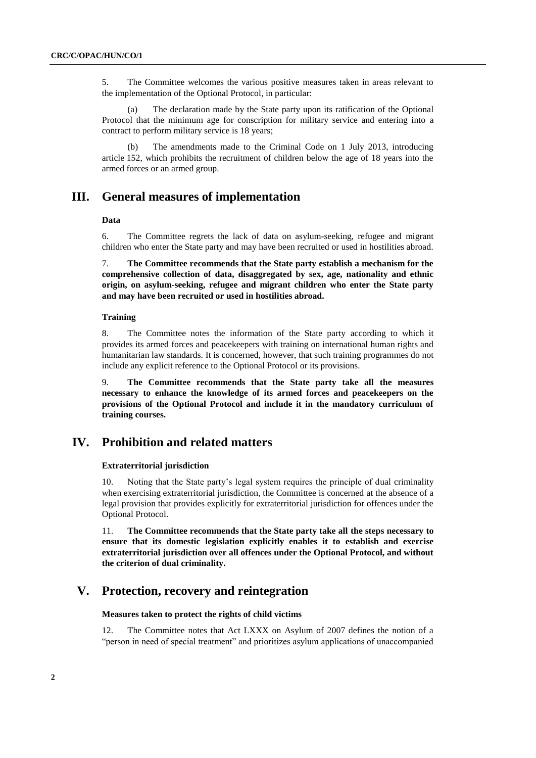5. The Committee welcomes the various positive measures taken in areas relevant to the implementation of the Optional Protocol, in particular:

(a) The declaration made by the State party upon its ratification of the Optional Protocol that the minimum age for conscription for military service and entering into a contract to perform military service is 18 years;

(b) The amendments made to the Criminal Code on 1 July 2013, introducing article 152, which prohibits the recruitment of children below the age of 18 years into the armed forces or an armed group.

## III. General measures of implementation

### Data

6. The Committee regrets the lack of data on asylum-seeking, refugee and migrant children who enter the State party and may have been recruited or used in hostilities abroad.

7. **The Committee recommends that the State party establish a mechanism for the comprehensive collection of data, disaggregated by sex, age, nationality and ethnic origin, on asylum-seeking, refugee and migrant children who enter the State party and may have been recruited or used in hostilities abroad.**

### Training

8. The Committee notes the information of the State party according to which it provides its armed forces and peacekeepers with training on international human rights and humanitarian law standards. It is concerned, however, that such training programmes do not include any explicit reference to the Optional Protocol or its provisions.

9. **The Committee recommends that the State party take all the measures necessary to enhance the knowledge of its armed forces and peacekeepers on the provisions of the Optional Protocol and include it in the mandatory curriculum of training courses.**

## IV. Prohibition and related matters

### Extraterritorial jurisdiction

10. Noting that the State party's legal system requires the principle of dual criminality when exercising extraterritorial jurisdiction, the Committee is concerned at the absence of a legal provision that provides explicitly for extraterritorial jurisdiction for offences under the Optional Protocol.

11. **The Committee recommends that the State party take all the steps necessary to ensure that its domestic legislation explicitly enables it to establish and exercise extraterritorial jurisdiction over all offences under the Optional Protocol, and without the criterion of dual criminality.**

## V. Protection, recovery and reintegration

### Measures taken to protect the rights of child victims

12. The Committee notes that Act LXXX on Asylum of 2007 defines the notion of a "person in need of special treatment" and prioritizes asylum applications of unaccompanied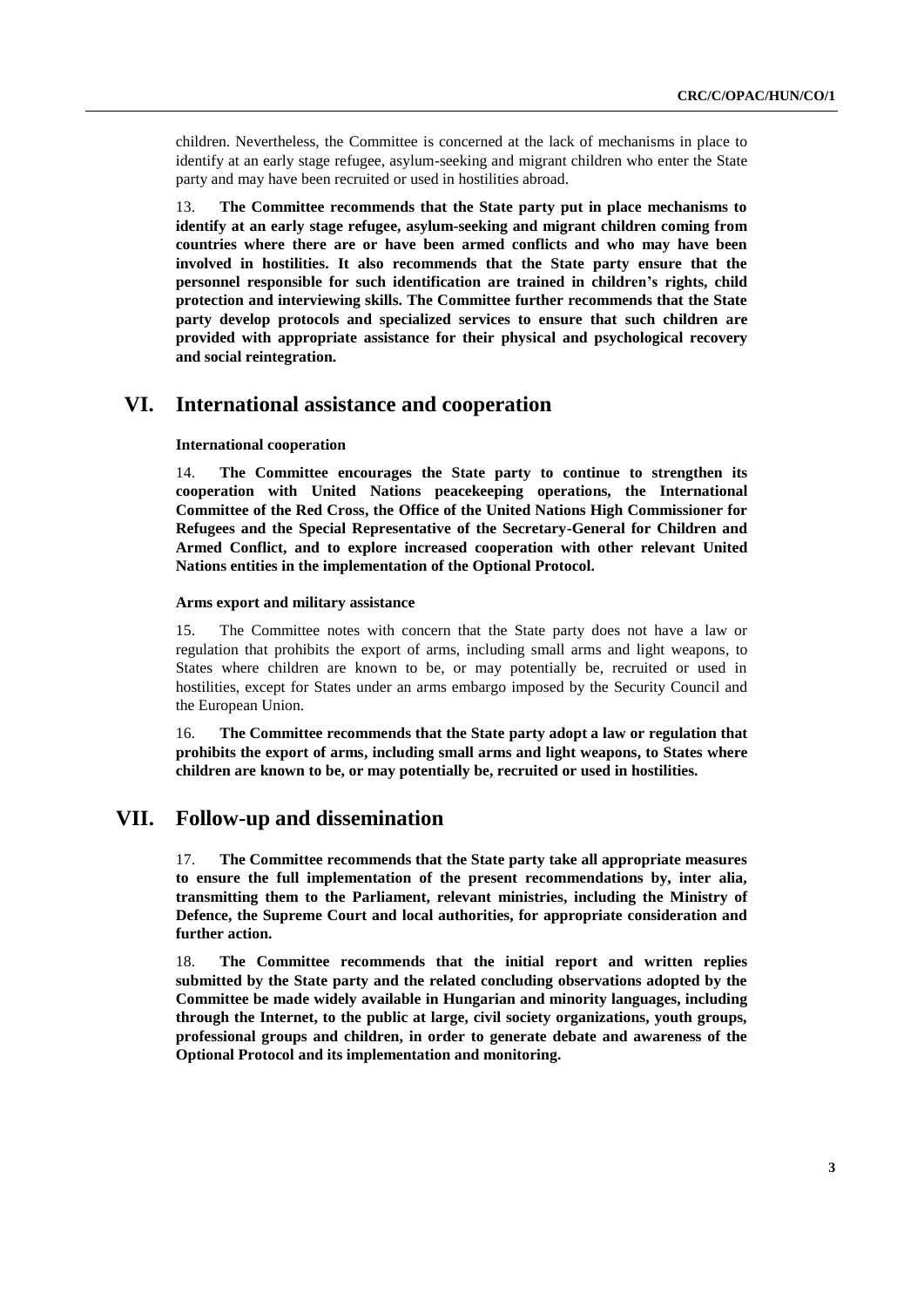children. Nevertheless, the Committee is concerned at the lack of mechanisms in place to identify at an early stage refugee, asylum-seeking and migrant children who enter the State party and may have been recruited or used in hostilities abroad.

13. **The Committee recommends that the State party put in place mechanisms to identify at an early stage refugee, asylum-seeking and migrant children coming from countries where there are or have been armed conflicts and who may have been involved in hostilities. It also recommends that the State party ensure that the personnel responsible for such identification are trained in children's rights, child protection and interviewing skills. The Committee further recommends that the State party develop protocols and specialized services to ensure that such children are provided with appropriate assistance for their physical and psychological recovery and social reintegration.**

# VI. International assistance and cooperation

### International cooperation

14. **The Committee encourages the State party to continue to strengthen its cooperation with United Nations peacekeeping operations, the International Committee of the Red Cross, the Office of the United Nations High Commissioner for Refugees and the Special Representative of the Secretary-General for Children and Armed Conflict, and to explore increased cooperation with other relevant United Nations entities in the implementation of the Optional Protocol.**

### Arms export and military assistance

15. The Committee notes with concern that the State party does not have a law or regulation that prohibits the export of arms, including small arms and light weapons, to States where children are known to be, or may potentially be, recruited or used in hostilities, except for States under an arms embargo imposed by the Security Council and the European Union.

16. **The Committee recommends that the State party adopt a law or regulation that prohibits the export of arms, including small arms and light weapons, to States where children are known to be, or may potentially be, recruited or used in hostilities.**

# VII. Follow-up and dissemination

17. **The Committee recommends that the State party take all appropriate measures to ensure the full implementation of the present recommendations by, inter alia, transmitting them to the Parliament, relevant ministries, including the Ministry of Defence, the Supreme Court and local authorities, for appropriate consideration and further action.**

18. **The Committee recommends that the initial report and written replies submitted by the State party and the related concluding observations adopted by the Committee be made widely available in Hungarian and minority languages, including through the Internet, to the public at large, civil society organizations, youth groups, professional groups and children, in order to generate debate and awareness of the Optional Protocol and its implementation and monitoring.**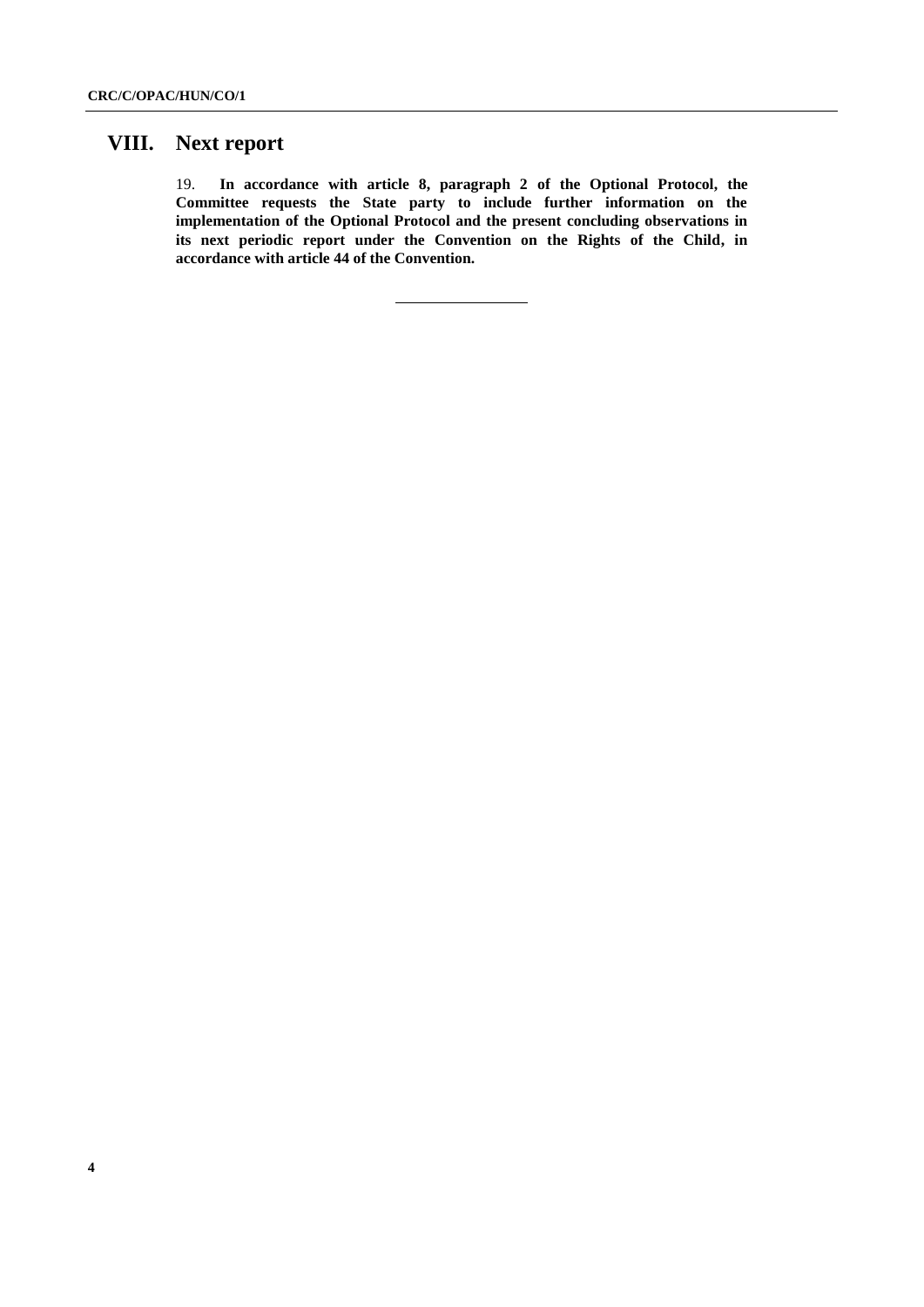## VIII. Next report

19. **In accordance with article 8, paragraph 2 of the Optional Protocol, the Committee requests the State party to include further information on the implementation of the Optional Protocol and the present concluding observations in its next periodic report under the Convention on the Rights of the Child, in accordance with article 44 of the Convention.**